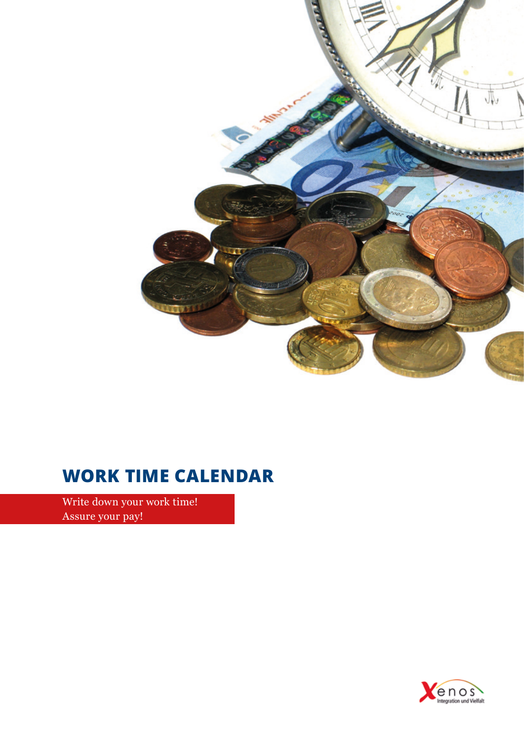# WORK TIME CALENDAR

Write down your work time!
Assure your pay!

Xenos
Integration und Vielfalt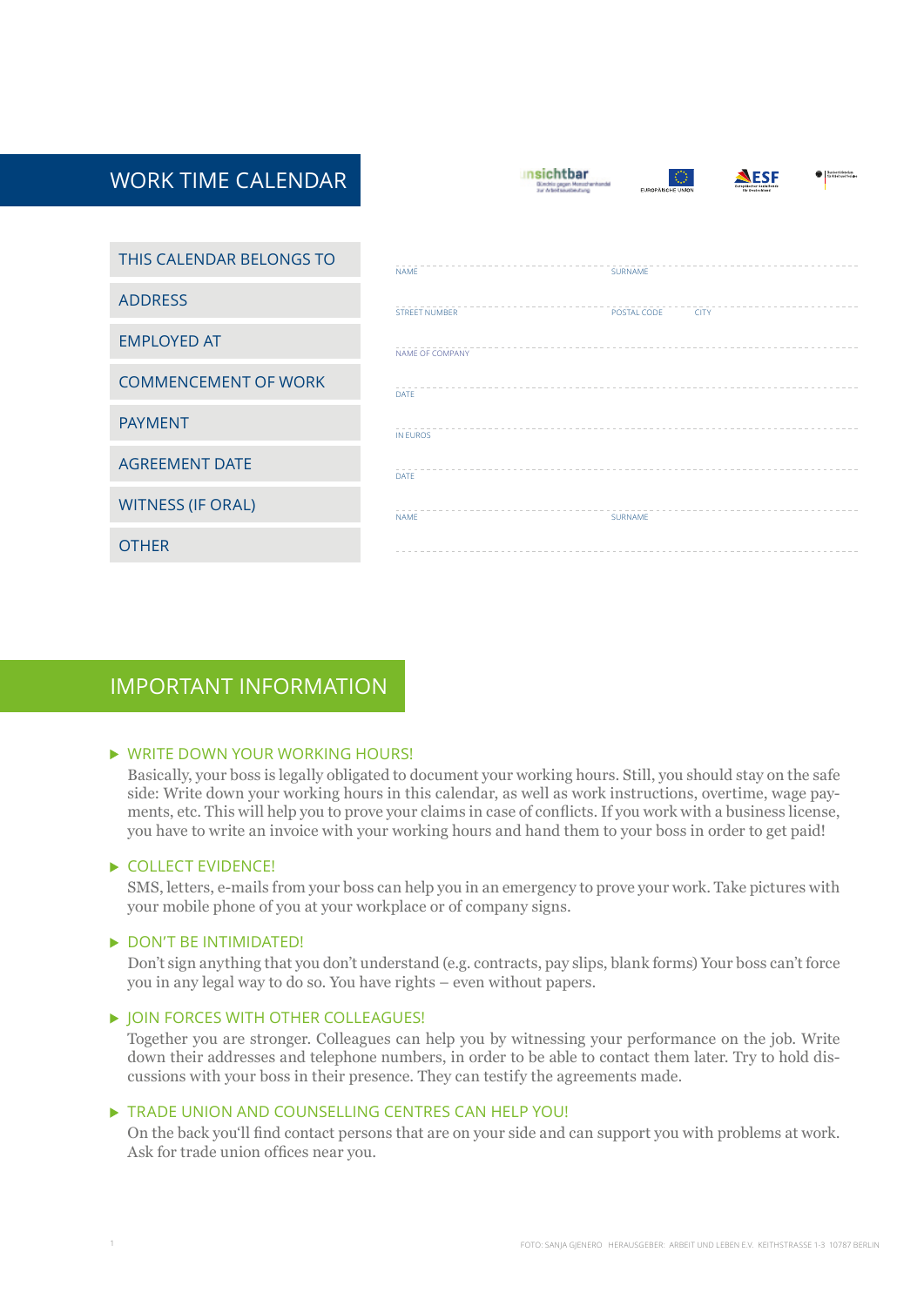# WORK TIME CALENDAR

| | | | |
|---|---|---|---|
| THIS CALENDAR BELONGS TO | NAME | SURNAME | |
| ADDRESS | STREET NUMBER | POSTAL CODE | CITY |
| EMPLOYED AT | NAME OF COMPANY | | |
| COMMENCEMENT OF WORK | DATE | | |
| PAYMENT | IN EUROS | | |
| AGREEMENT DATE | DATE | | |
| WITNESS (IF ORAL) | NAME | SURNAME | |
| OTHER | | | |

# IMPORTANT INFORMATION

▶ **WRITE DOWN YOUR WORKING HOURS!**

Basically, your boss is legally obligated to document your working hours. Still, you should stay on the safe side: Write down your working hours in this calendar, as well as work instructions, overtime, wage payments, etc. This will help you to prove your claims in case of conflicts. If you work with a business license, you have to write an invoice with your working hours and hand them to your boss in order to get paid!

▶ **COLLECT EVIDENCE!**

SMS, letters, e-mails from your boss can help you in an emergency to prove your work. Take pictures with your mobile phone of you at your workplace or of company signs.

▶ **DON'T BE INTIMIDATED!**

Don't sign anything that you don't understand (e.g. contracts, pay slips, blank forms) Your boss can't force you in any legal way to do so. You have rights – even without papers.

▶ **JOIN FORCES WITH OTHER COLLEAGUES!**

Together you are stronger. Colleagues can help you by witnessing your performance on the job. Write down their addresses and telephone numbers, in order to be able to contact them later. Try to hold discussions with your boss in their presence. They can testify the agreements made.

▶ **TRADE UNION AND COUNSELLING CENTRES CAN HELP YOU!**

On the back you'll find contact persons that are on your side and can support you with problems at work. Ask for trade union offices near you.

FOTO: SANJA GJENERO HERAUSGEBER: ARBEIT UND LEBEN E.V. KEITHSTRASSE 1-3 10787 BERLIN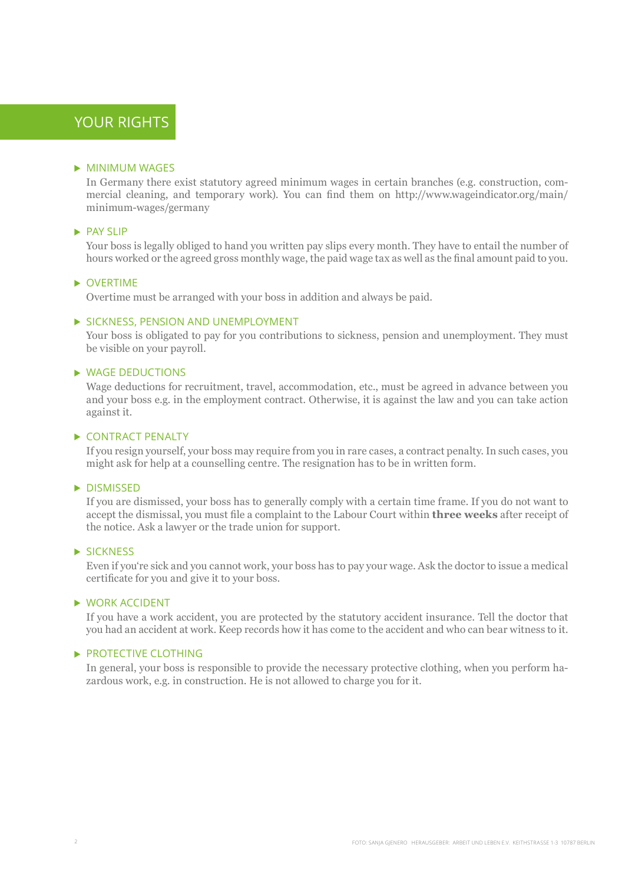# YOUR RIGHTS

## MINIMUM WAGES

In Germany there exist statutory agreed minimum wages in certain branches (e.g. construction, commercial cleaning, and temporary work). You can find them on http://www.wageindicator.org/main/minimum-wages/germany

## PAY SLIP

Your boss is legally obliged to hand you written pay slips every month. They have to entail the number of hours worked or the agreed gross monthly wage, the paid wage tax as well as the final amount paid to you.

## OVERTIME

Overtime must be arranged with your boss in addition and always be paid.

## SICKNESS, PENSION AND UNEMPLOYMENT

Your boss is obligated to pay for you contributions to sickness, pension and unemployment. They must be visible on your payroll.

## WAGE DEDUCTIONS

Wage deductions for recruitment, travel, accommodation, etc., must be agreed in advance between you and your boss e.g. in the employment contract. Otherwise, it is against the law and you can take action against it.

## CONTRACT PENALTY

If you resign yourself, your boss may require from you in rare cases, a contract penalty. In such cases, you might ask for help at a counselling centre. The resignation has to be in written form.

## DISMISSED

If you are dismissed, your boss has to generally comply with a certain time frame. If you do not want to accept the dismissal, you must file a complaint to the Labour Court within **three weeks** after receipt of the notice. Ask a lawyer or the trade union for support.

## SICKNESS

Even if you‘re sick and you cannot work, your boss has to pay your wage. Ask the doctor to issue a medical certificate for you and give it to your boss.

## WORK ACCIDENT

If you have a work accident, you are protected by the statutory accident insurance. Tell the doctor that you had an accident at work. Keep records how it has come to the accident and who can bear witness to it.

## PROTECTIVE CLOTHING

In general, your boss is responsible to provide the necessary protective clothing, when you perform hazardous work, e.g. in construction. He is not allowed to charge you for it.

FOTO: SANJA GJENERO HERAUSGEBER: ARBEIT UND LEBEN E.V. KEITHSTRASSE 1-3 10787 BERLIN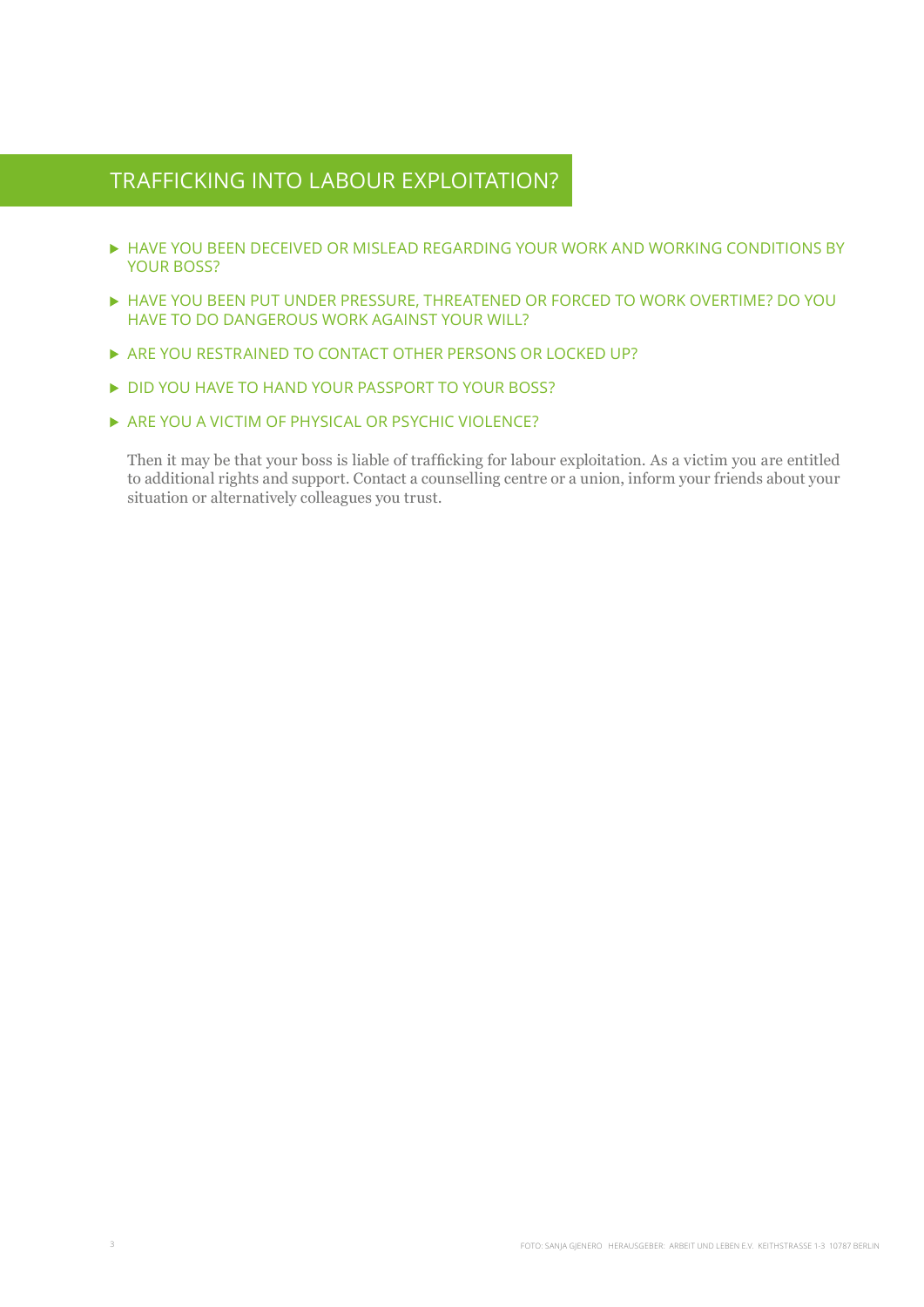## TRAFFICKING INTO LABOUR EXPLOITATION?

- HAVE YOU BEEN DECEIVED OR MISLEAD REGARDING YOUR WORK AND WORKING CONDITIONS BY YOUR BOSS?
- HAVE YOU BEEN PUT UNDER PRESSURE, THREATENED OR FORCED TO WORK OVERTIME? DO YOU HAVE TO DO DANGEROUS WORK AGAINST YOUR WILL?
- ARE YOU RESTRAINED TO CONTACT OTHER PERSONS OR LOCKED UP?
- DID YOU HAVE TO HAND YOUR PASSPORT TO YOUR BOSS?
- ARE YOU A VICTIM OF PHYSICAL OR PSYCHIC VIOLENCE?

Then it may be that your boss is liable of trafficking for labour exploitation. As a victim you are entitled to additional rights and support. Contact a counselling centre or a union, inform your friends about your situation or alternatively colleagues you trust.

FOTO: SANJA GJENERO HERAUSGEBER: ARBEIT UND LEBEN E.V. KEITHSTRASSE 1-3 10787 BERLIN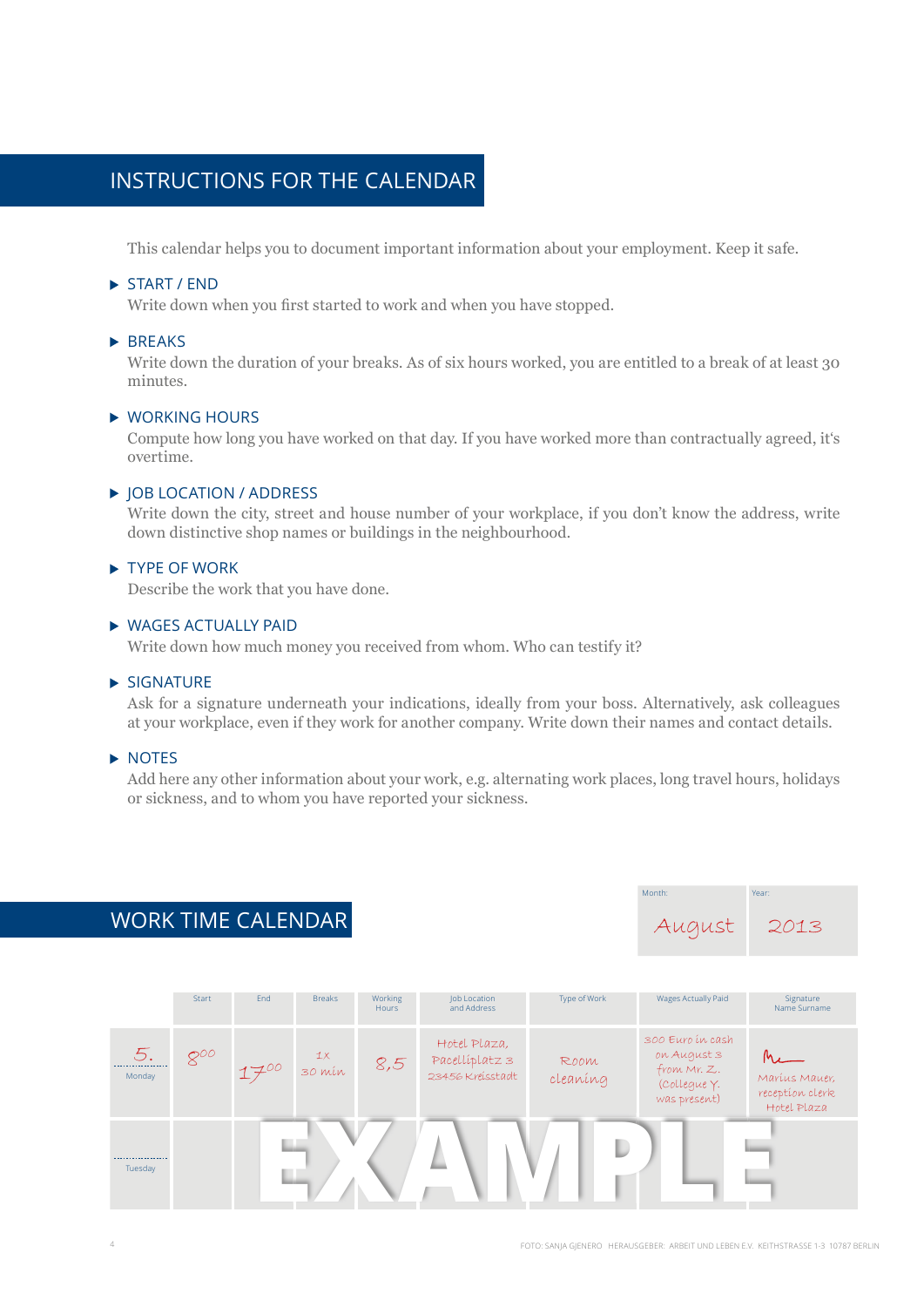## INSTRUCTIONS FOR THE CALENDAR

This calendar helps you to document important information about your employment. Keep it safe.

### ▶ START / END

Write down when you first started to work and when you have stopped.

### ▶ BREAKS

Write down the duration of your breaks. As of six hours worked, you are entitled to a break of at least 30 minutes.

### ▶ WORKING HOURS

Compute how long you have worked on that day. If you have worked more than contractually agreed, it's overtime.

### ▶ JOB LOCATION / ADDRESS

Write down the city, street and house number of your workplace, if you don't know the address, write down distinctive shop names or buildings in the neighbourhood.

### ▶ TYPE OF WORK

Describe the work that you have done.

### ▶ WAGES ACTUALLY PAID

Write down how much money you received from whom. Who can testify it?

### ▶ SIGNATURE

Ask for a signature underneath your indications, ideally from your boss. Alternatively, ask colleagues at your workplace, even if they work for another company. Write down their names and contact details.

### ▶ NOTES

Add here any other information about your work, e.g. alternating work places, long travel hours, holidays or sickness, and to whom you have reported your sickness.

## WORK TIME CALENDAR

Month: August | Year: 2013

| | Start | End | Breaks | Working Hours | Job Location and Address | Type of Work | Wages Actually Paid | Signature Name Surname |
|---|---|---|---|---|---|---|---|---|
| 5. Monday | $8^{00}$ | $17^{00}$ | 1x 30 min | 8,5 | Hotel Plaza, Pacelliplatz 3 23456 Kreisstadt | Room cleaning | 300 Euro in cash on August 3 from Mr. Z. (Collegue Y. was present) | Marius Mauer, reception clerk Hotel Plaza |
| Tuesday | | | | | | | | |

EXAMPLE

FOTO: SANJA GJENERO HERAUSGEBER: ARBEIT UND LEBEN E.V. KEITHSTRASSE 1-3 10787 BERLIN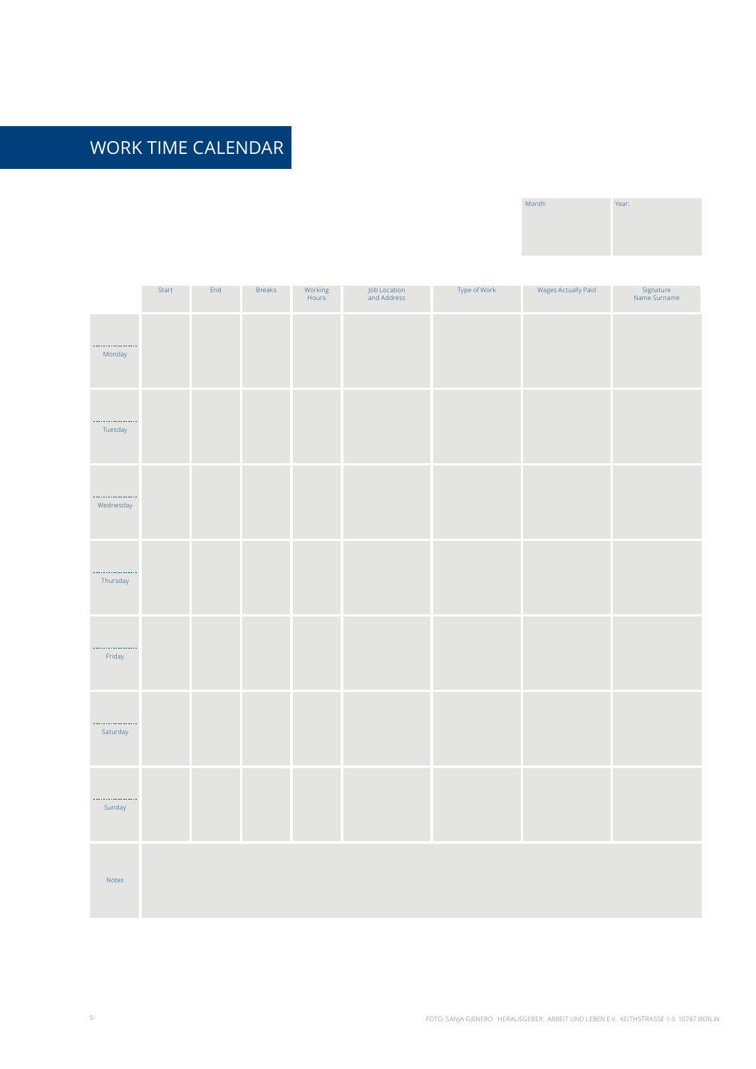# WORK TIME CALENDAR

| Month: | Year: |
|---|---|
| | |

| | Start | End | Breaks | Working Hours | Job Location and Address | Type of Work | Wages Actually Paid | Signature Name Surname |
|---|---|---|---|---|---|---|---|---|
| ................ Monday | | | | | | | | |
| ................ Tuesday | | | | | | | | |
| ................ Wednesday | | | | | | | | |
| ................ Thursday | | | | | | | | |
| ................ Friday | | | | | | | | |
| ................ Saturday | | | | | | | | |
| ................ Sunday | | | | | | | | |
| Notes | | | | | | | | |

FOTO: SANJA GJENERO HERAUSGEBER: ARBEIT UND LEBEN E.V. KEITHSTRASSE 1-3 10787 BERLIN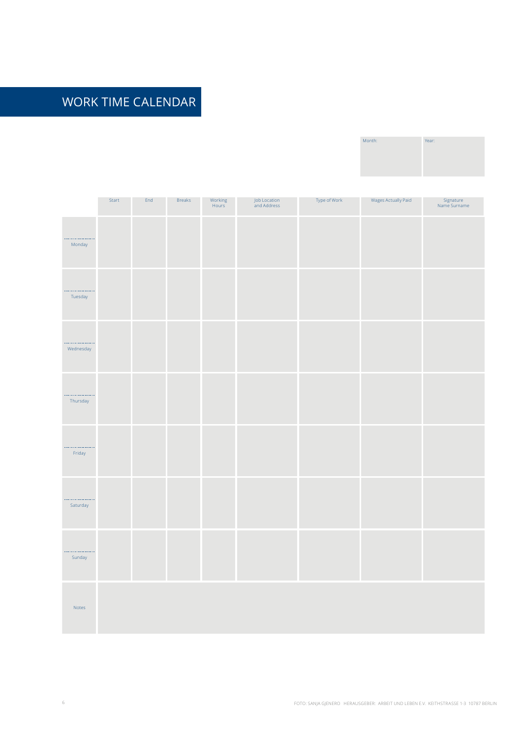# WORK TIME CALENDAR

| Month: | Year: |
|---|---|
| | |

| | Start | End | Breaks | Working Hours | Job Location and Address | Type of Work | Wages Actually Paid | Signature Name Surname |
|---|---|---|---|---|---|---|---|---|
| .................. Monday | | | | | | | | |
| .................. Tuesday | | | | | | | | |
| .................. Wednesday | | | | | | | | |
| .................. Thursday | | | | | | | | |
| .................. Friday | | | | | | | | |
| .................. Saturday | | | | | | | | |
| .................. Sunday | | | | | | | | |
| Notes | | | | | | | | |

FOTO: SANJA GJENERO HERAUSGEBER: ARBEIT UND LEBEN E.V. KEITHSTRASSE 1-3 10787 BERLIN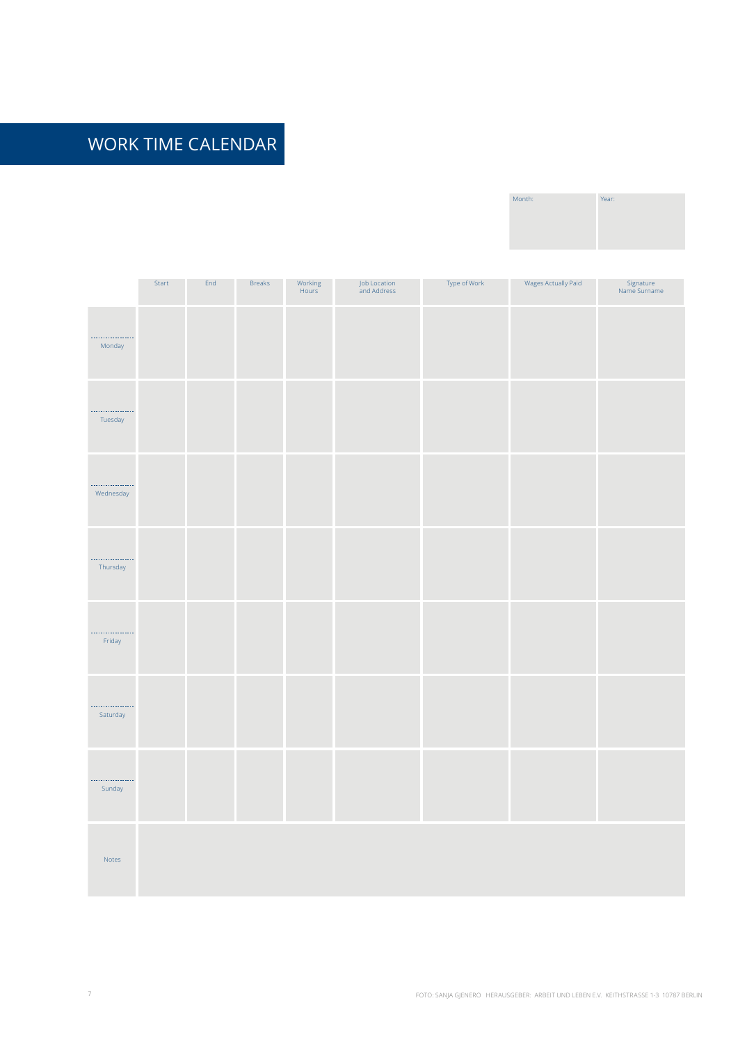# WORK TIME CALENDAR

| Month: | Year: |
| --- | --- |
| | |

| | Start | End | Breaks | Working Hours | Job Location and Address | Type of Work | Wages Actually Paid | Signature Name Surname |
| --- | --- | --- | --- | --- | --- | --- | --- | --- |
| ................ Monday | | | | | | | | |
| ................ Tuesday | | | | | | | | |
| ................ Wednesday | | | | | | | | |
| ................ Thursday | | | | | | | | |
| ................ Friday | | | | | | | | |
| ................ Saturday | | | | | | | | |
| ................ Sunday | | | | | | | | |
| Notes | | | | | | | | |

FOTO: SANJA GJENERO HERAUSGEBER: ARBEIT UND LEBEN E.V. KEITHSTRASSE 1-3 10787 BERLIN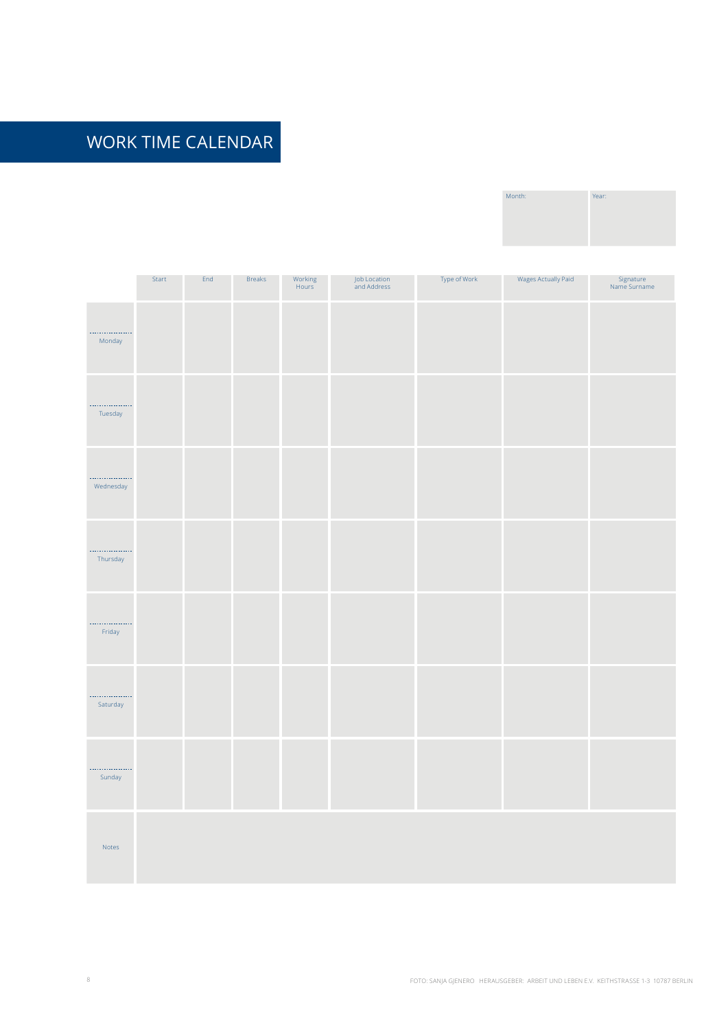# WORK TIME CALENDAR

| Month: | Year: |
|---|---|
| | |

| | Start | End | Breaks | Working Hours | Job Location and Address | Type of Work | Wages Actually Paid | Signature Name Surname |
|---|---|---|---|---|---|---|---|---|
| .................. Monday | | | | | | | | |
| .................. Tuesday | | | | | | | | |
| .................. Wednesday | | | | | | | | |
| .................. Thursday | | | | | | | | |
| .................. Friday | | | | | | | | |
| .................. Saturday | | | | | | | | |
| .................. Sunday | | | | | | | | |
| Notes | | | | | | | | |

FOTO: SANJA GJENERO HERAUSGEBER: ARBEIT UND LEBEN E.V. KEITHSTRASSE 1-3 10787 BERLIN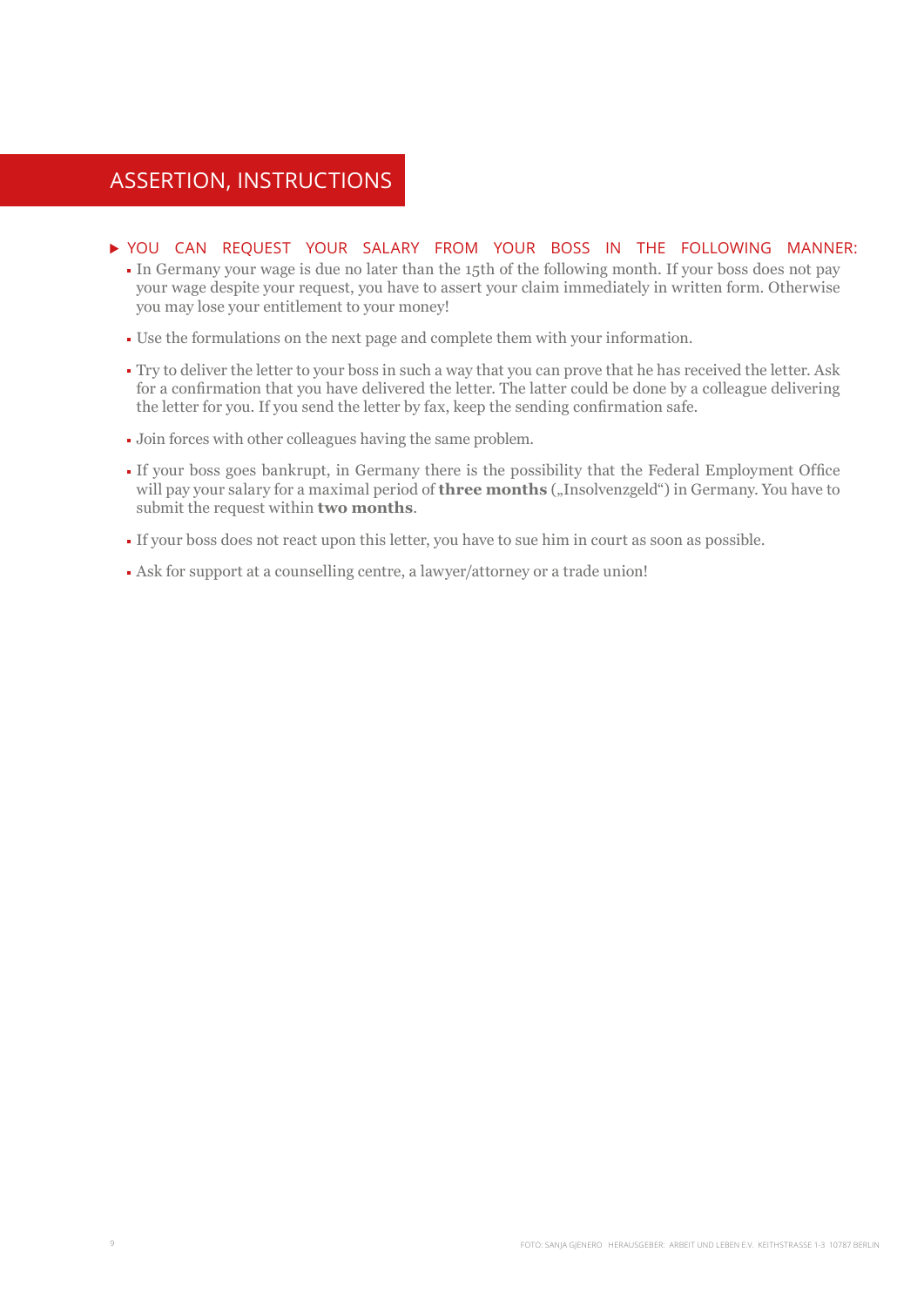# ASSERTION, INSTRUCTIONS

## YOU CAN REQUEST YOUR SALARY FROM YOUR BOSS IN THE FOLLOWING MANNER:

- In Germany your wage is due no later than the 15th of the following month. If your boss does not pay your wage despite your request, you have to assert your claim immediately in written form. Otherwise you may lose your entitlement to your money!
- Use the formulations on the next page and complete them with your information.
- Try to deliver the letter to your boss in such a way that you can prove that he has received the letter. Ask for a confirmation that you have delivered the letter. The latter could be done by a colleague delivering the letter for you. If you send the letter by fax, keep the sending confirmation safe.
- Join forces with other colleagues having the same problem.
- If your boss goes bankrupt, in Germany there is the possibility that the Federal Employment Office will pay your salary for a maximal period of **three months** („Insolvenzgeld") in Germany. You have to submit the request within **two months**.
- If your boss does not react upon this letter, you have to sue him in court as soon as possible.
- Ask for support at a counselling centre, a lawyer/attorney or a trade union!

FOTO: SANJA GJENERO HERAUSGEBER: ARBEIT UND LEBEN E.V. KEITHSTRASSE 1-3 10787 BERLIN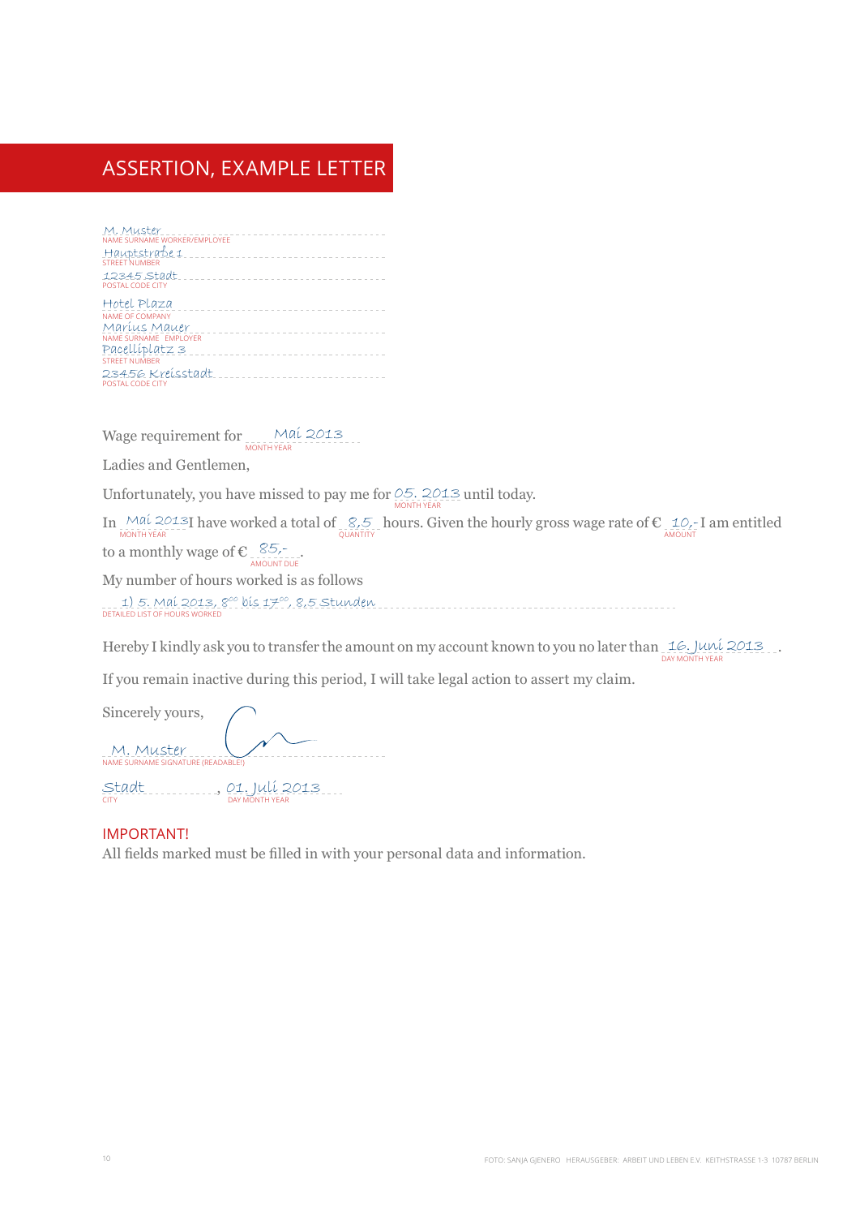# ASSERTION, EXAMPLE LETTER

M. Muster
NAME SURNAME WORKER/EMPLOYEE

Hauptstraße 1
STREET NUMBER

12345 Stadt
POSTAL CODE CITY

Hotel Plaza
NAME OF COMPANY

Marius Mauer
NAME SURNAME EMPLOYER

Pacelliplatz 3
STREET NUMBER

23456 Kreisstadt
POSTAL CODE CITY

Wage requirement for Mai 2013 (MONTH YEAR)

Ladies and Gentlemen,

Unfortunately, you have missed to pay me for 05. 2013 (MONTH YEAR) until today.

In Mai 2013 (MONTH YEAR) I have worked a total of 8,5 (QUANTITY) hours. Given the hourly gross wage rate of € 10,- (AMOUNT) I am entitled to a monthly wage of € 85,- (AMOUNT DUE).

My number of hours worked is as follows

1) 5. Mai 2013, 8$^{00}$ bis 17$^{00}$, 8,5 Stunden
DETAILED LIST OF HOURS WORKED

Hereby I kindly ask you to transfer the amount on my account known to you no later than 16. Juni 2013 (DAY MONTH YEAR).

If you remain inactive during this period, I will take legal action to assert my claim.

Sincerely yours,

M. Muster
NAME SURNAME SIGNATURE (READABLE!)

Stadt (CITY), 01. Juli 2013 (DAY MONTH YEAR)

**IMPORTANT!**

All fields marked must be filled in with your personal data and information.

FOTO: SANJA GJENERO HERAUSGEBER: ARBEIT UND LEBEN E.V. KEITHSTRASSE 1-3 10787 BERLIN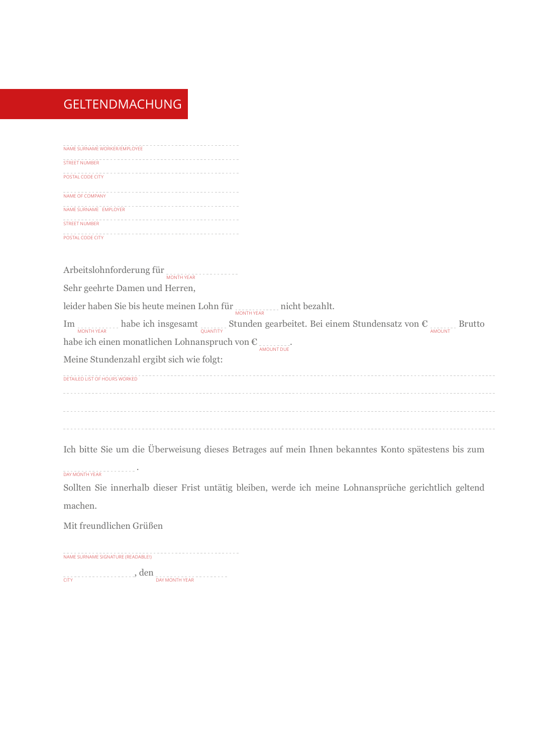# GELTENDMACHUNG

______________________________
NAME SURNAME WORKER/EMPLOYEE

______________________________
STREET NUMBER

______________________________
POSTAL CODE CITY

______________________________
NAME OF COMPANY

______________________________
NAME SURNAME EMPLOYER

______________________________
STREET NUMBER

______________________________
POSTAL CODE CITY

Arbeitslohnforderung für ______________ (MONTH YEAR)

Sehr geehrte Damen und Herren,

leider haben Sie bis heute meinen Lohn für __________ (MONTH YEAR) nicht bezahlt.

Im __________ (MONTH YEAR) habe ich insgesamt ______ (QUANTITY) Stunden gearbeitet. Bei einem Stundensatz von € ______ (AMOUNT) Brutto habe ich einen monatlichen Lohnanspruch von € ________ (AMOUNT DUE).

Meine Stundenzahl ergibt sich wie folgt:

______________________________________________________________________
DETAILED LIST OF HOURS WORKED

______________________________________________________________________

______________________________________________________________________

______________________________________________________________________

Ich bitte Sie um die Überweisung dieses Betrages auf mein Ihnen bekanntes Konto spätestens bis zum

______________ (DAY MONTH YEAR).

Sollten Sie innerhalb dieser Frist untätig bleiben, werde ich meine Lohnansprüche gerichtlich geltend machen.

Mit freundlichen Grüßen

______________________________
NAME SURNAME SIGNATURE (READABLE!)

______________ (CITY), den ______________ (DAY MONTH YEAR)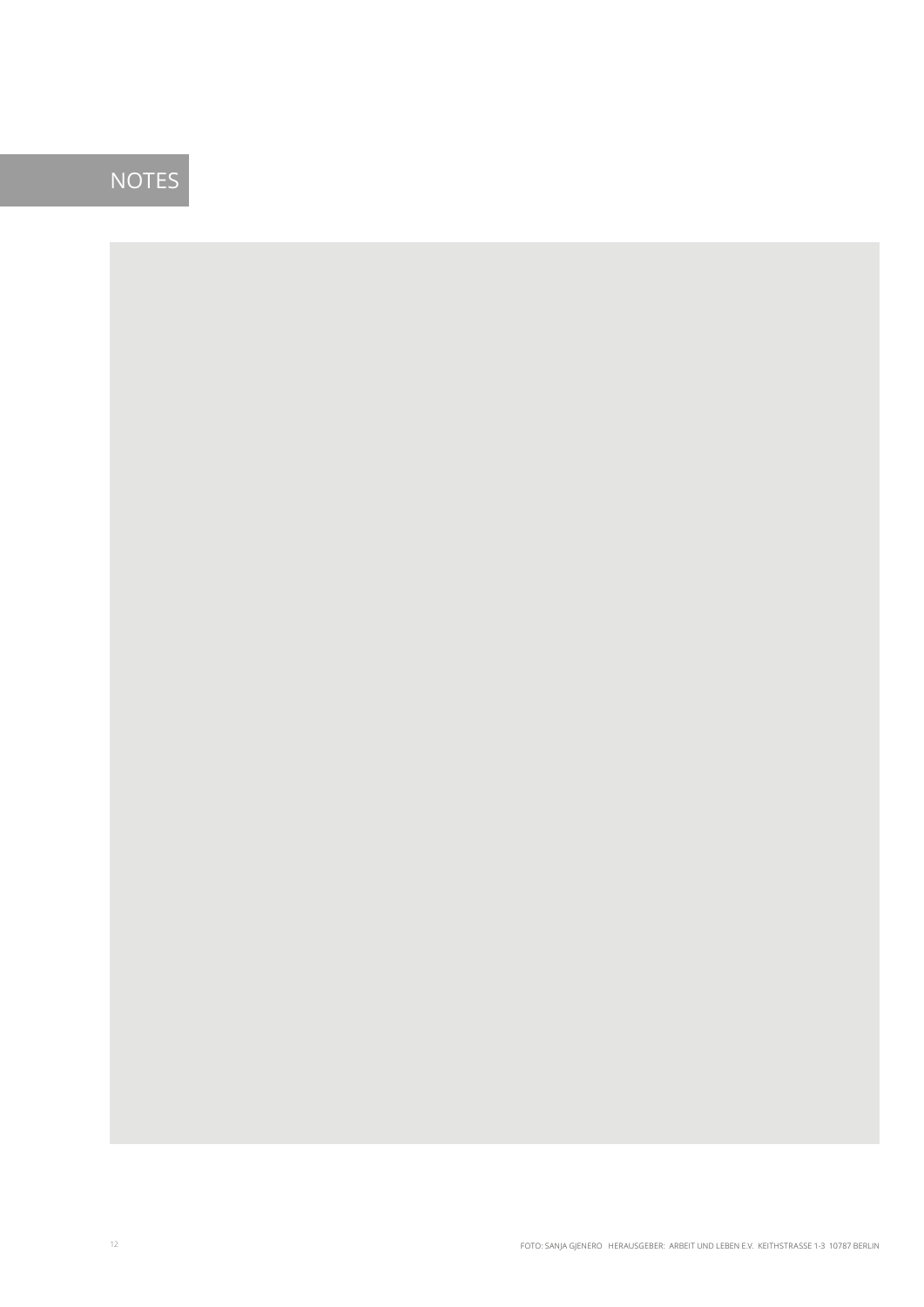# NOTES

FOTO: SANJA GJENERO HERAUSGEBER: ARBEIT UND LEBEN E.V. KEITHSTRASSE 1-3 10787 BERLIN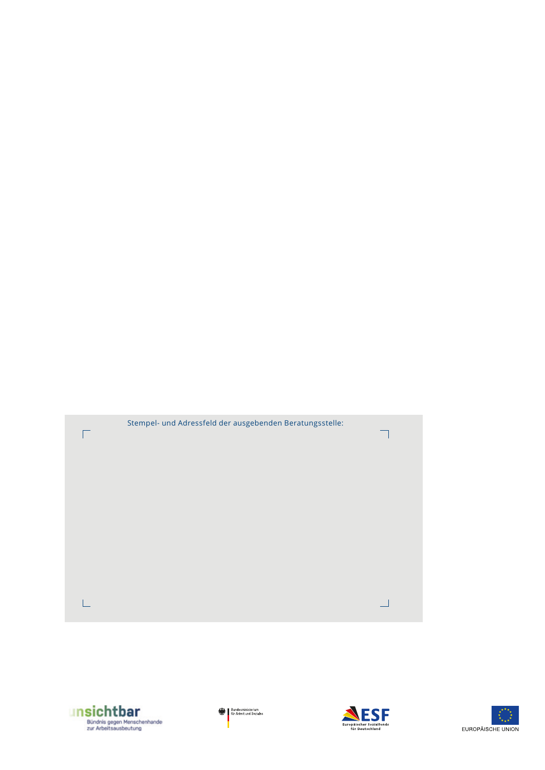Stempel- und Adressfeld der ausgebenden Beratungsstelle:

unsichtbar
Bündnis gegen Menschenhandel zur Arbeitsausbeutung

Bundesministerium für Arbeit und Soziales

ESF
Europäischer Sozialfonds für Deutschland

EUROPÄISCHE UNION